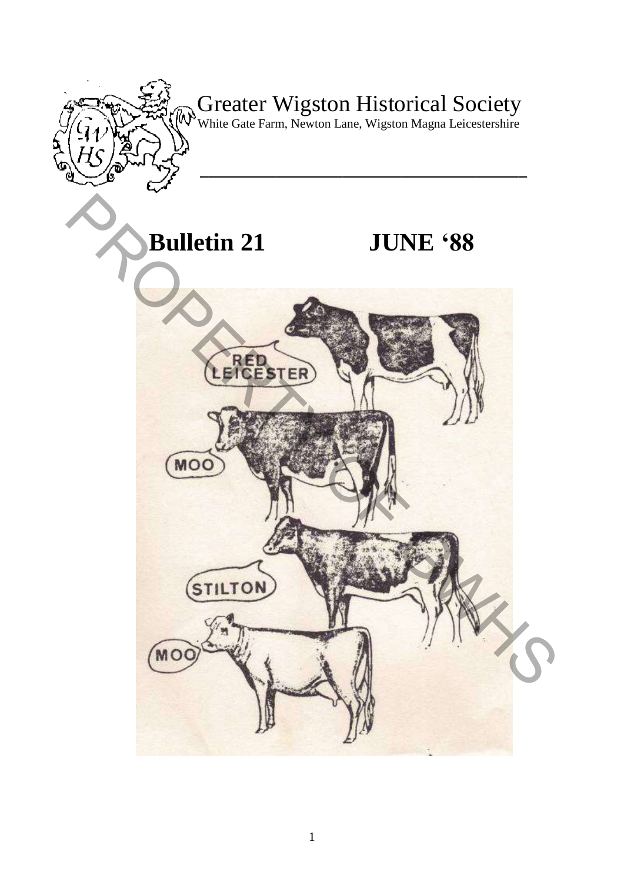# Greater Wigston Historical Society

White Gate Farm, Newton Lane, Wigston Magna Leicestershire

## Bulletin 21 JUNE '88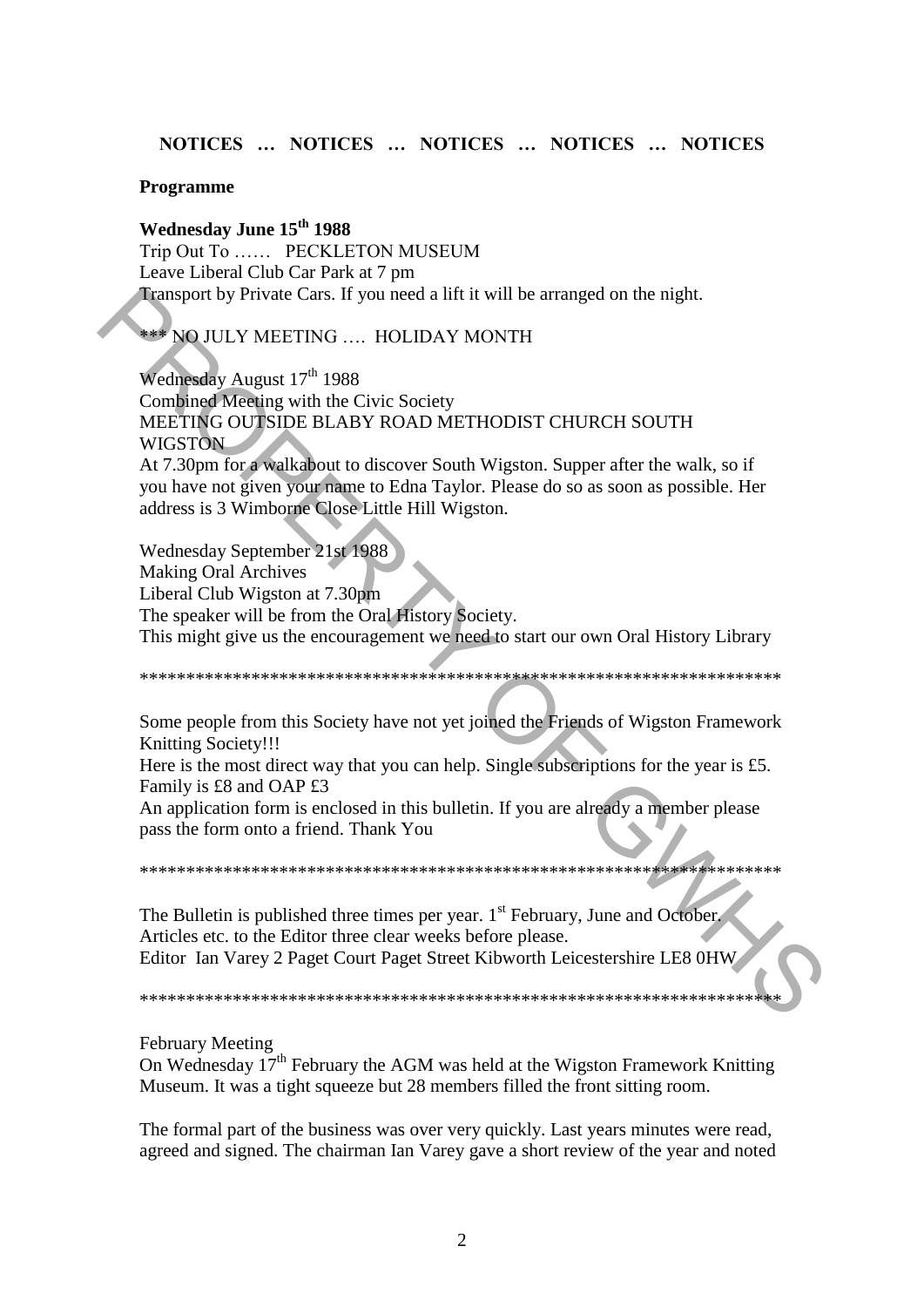**NOTICES … NOTICES … NOTICES … NOTICES … NOTICES**

**Programme**

**Wednesday June 15th 1988**

Trip Out To …… PECKLETON MUSEUM
Leave Liberal Club Car Park at 7 pm
Transport by Private Cars. If you need a lift it will be arranged on the night.

*** NO JULY MEETING …. HOLIDAY MONTH

Wednesday August 17th 1988
Combined Meeting with the Civic Society
MEETING OUTSIDE BLABY ROAD METHODIST CHURCH SOUTH WIGSTON
At 7.30pm for a walkabout to discover South Wigston. Supper after the walk, so if you have not given your name to Edna Taylor. Please do so as soon as possible. Her address is 3 Wimborne Close Little Hill Wigston.

Wednesday September 21st 1988
Making Oral Archives
Liberal Club Wigston at 7.30pm
The speaker will be from the Oral History Society.
This might give us the encouragement we need to start our own Oral History Library

************************************************************************

Some people from this Society have not yet joined the Friends of Wigston Framework Knitting Society!!!
Here is the most direct way that you can help. Single subscriptions for the year is £5. Family is £8 and OAP £3
An application form is enclosed in this bulletin. If you are already a member please pass the form onto a friend. Thank You

************************************************************************

The Bulletin is published three times per year. 1st February, June and October.
Articles etc. to the Editor three clear weeks before please.
Editor Ian Varey 2 Paget Court Paget Street Kibworth Leicestershire LE8 0HW

************************************************************************

February Meeting
On Wednesday 17th February the AGM was held at the Wigston Framework Knitting Museum. It was a tight squeeze but 28 members filled the front sitting room.

The formal part of the business was over very quickly. Last years minutes were read, agreed and signed. The chairman Ian Varey gave a short review of the year and noted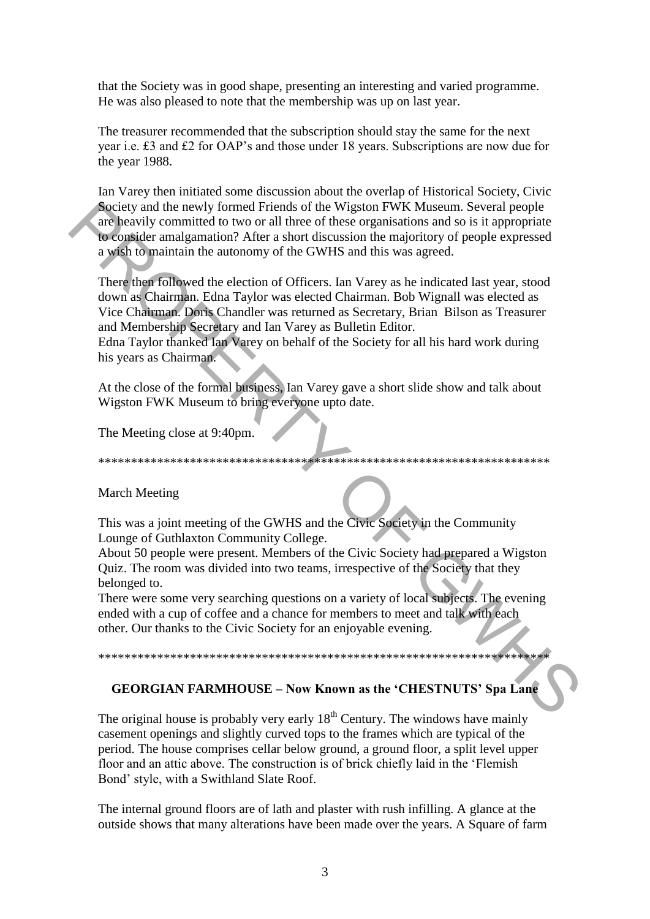that the Society was in good shape, presenting an interesting and varied programme. He was also pleased to note that the membership was up on last year.

The treasurer recommended that the subscription should stay the same for the next year i.e. £3 and £2 for OAP's and those under 18 years. Subscriptions are now due for the year 1988.

Ian Varey then initiated some discussion about the overlap of Historical Society, Civic Society and the newly formed Friends of the Wigston FWK Museum. Several people are heavily committed to two or all three of these organisations and so is it appropriate to consider amalgamation? After a short discussion the majoritory of people expressed a wish to maintain the autonomy of the GWHS and this was agreed.

There then followed the election of Officers. Ian Varey as he indicated last year, stood down as Chairman. Edna Taylor was elected Chairman. Bob Wignall was elected as Vice Chairman. Doris Chandler was returned as Secretary, Brian Bilson as Treasurer and Membership Secretary and Ian Varey as Bulletin Editor.
Edna Taylor thanked Ian Varey on behalf of the Society for all his hard work during his years as Chairman.

At the close of the formal business, Ian Varey gave a short slide show and talk about Wigston FWK Museum to bring everyone upto date.

The Meeting close at 9:40pm.

*************************************************************************

March Meeting

This was a joint meeting of the GWHS and the Civic Society in the Community Lounge of Guthlaxton Community College.
About 50 people were present. Members of the Civic Society had prepared a Wigston Quiz. The room was divided into two teams, irrespective of the Society that they belonged to.
There were some very searching questions on a variety of local subjects. The evening ended with a cup of coffee and a chance for members to meet and talk with each other. Our thanks to the Civic Society for an enjoyable evening.

*************************************************************************

## GEORGIAN FARMHOUSE – Now Known as the 'CHESTNUTS' Spa Lane

The original house is probably very early 18th Century. The windows have mainly casement openings and slightly curved tops to the frames which are typical of the period. The house comprises cellar below ground, a ground floor, a split level upper floor and an attic above. The construction is of brick chiefly laid in the 'Flemish Bond' style, with a Swithland Slate Roof.

The internal ground floors are of lath and plaster with rush infilling. A glance at the outside shows that many alterations have been made over the years. A Square of farm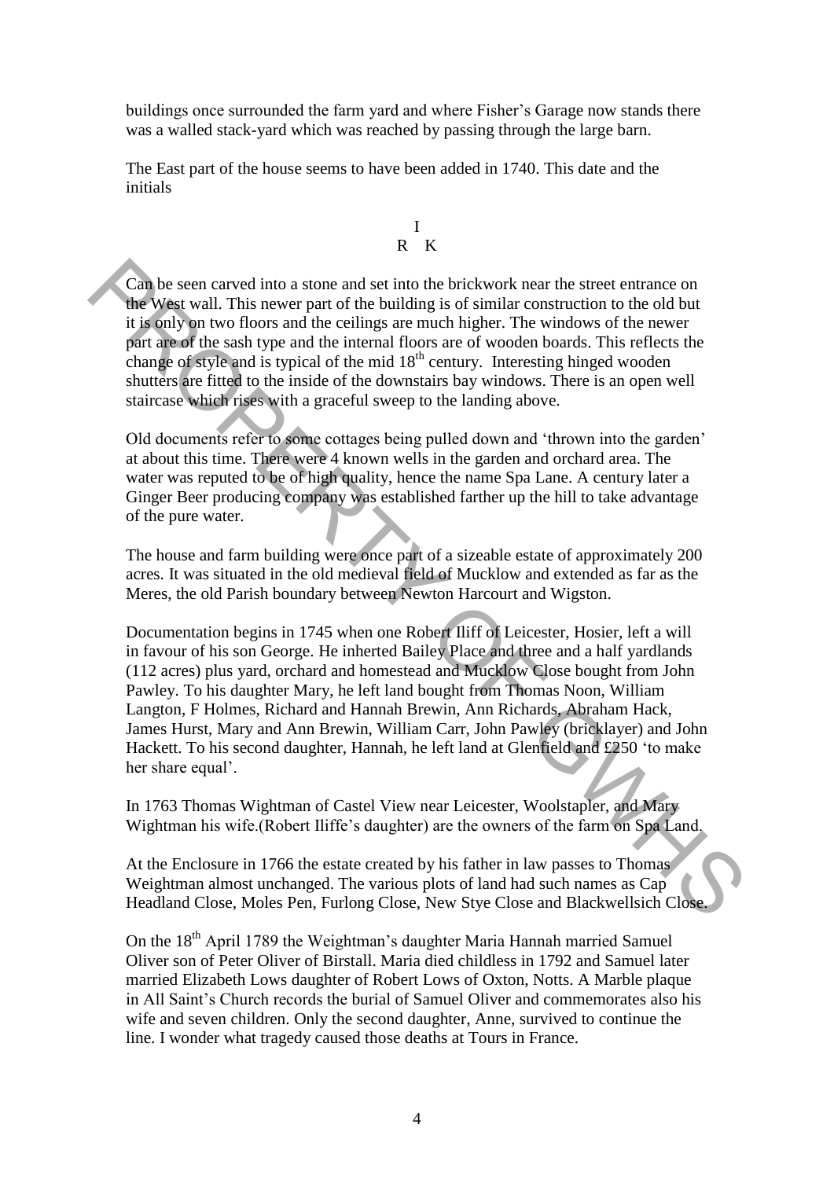buildings once surrounded the farm yard and where Fisher's Garage now stands there was a walled stack-yard which was reached by passing through the large barn.

The East part of the house seems to have been added in 1740. This date and the initials

I
R K

Can be seen carved into a stone and set into the brickwork near the street entrance on the West wall. This newer part of the building is of similar construction to the old but it is only on two floors and the ceilings are much higher. The windows of the newer part are of the sash type and the internal floors are of wooden boards. This reflects the change of style and is typical of the mid 18th century. Interesting hinged wooden shutters are fitted to the inside of the downstairs bay windows. There is an open well staircase which rises with a graceful sweep to the landing above.

Old documents refer to some cottages being pulled down and 'thrown into the garden' at about this time. There were 4 known wells in the garden and orchard area. The water was reputed to be of high quality, hence the name Spa Lane. A century later a Ginger Beer producing company was established farther up the hill to take advantage of the pure water.

The house and farm building were once part of a sizeable estate of approximately 200 acres. It was situated in the old medieval field of Mucklow and extended as far as the Meres, the old Parish boundary between Newton Harcourt and Wigston.

Documentation begins in 1745 when one Robert Iliff of Leicester, Hosier, left a will in favour of his son George. He inherted Bailey Place and three and a half yardlands (112 acres) plus yard, orchard and homestead and Mucklow Close bought from John Pawley. To his daughter Mary, he left land bought from Thomas Noon, William Langton, F Holmes, Richard and Hannah Brewin, Ann Richards, Abraham Hack, James Hurst, Mary and Ann Brewin, William Carr, John Pawley (bricklayer) and John Hackett. To his second daughter, Hannah, he left land at Glenfield and £250 'to make her share equal'.

In 1763 Thomas Wightman of Castel View near Leicester, Woolstapler, and Mary Wightman his wife.(Robert Iliffe's daughter) are the owners of the farm on Spa Land.

At the Enclosure in 1766 the estate created by his father in law passes to Thomas Weightman almost unchanged. The various plots of land had such names as Cap Headland Close, Moles Pen, Furlong Close, New Stye Close and Blackwellsich Close.

On the 18th April 1789 the Weightman's daughter Maria Hannah married Samuel Oliver son of Peter Oliver of Birstall. Maria died childless in 1792 and Samuel later married Elizabeth Lows daughter of Robert Lows of Oxton, Notts. A Marble plaque in All Saint's Church records the burial of Samuel Oliver and commemorates also his wife and seven children. Only the second daughter, Anne, survived to continue the line. I wonder what tragedy caused those deaths at Tours in France.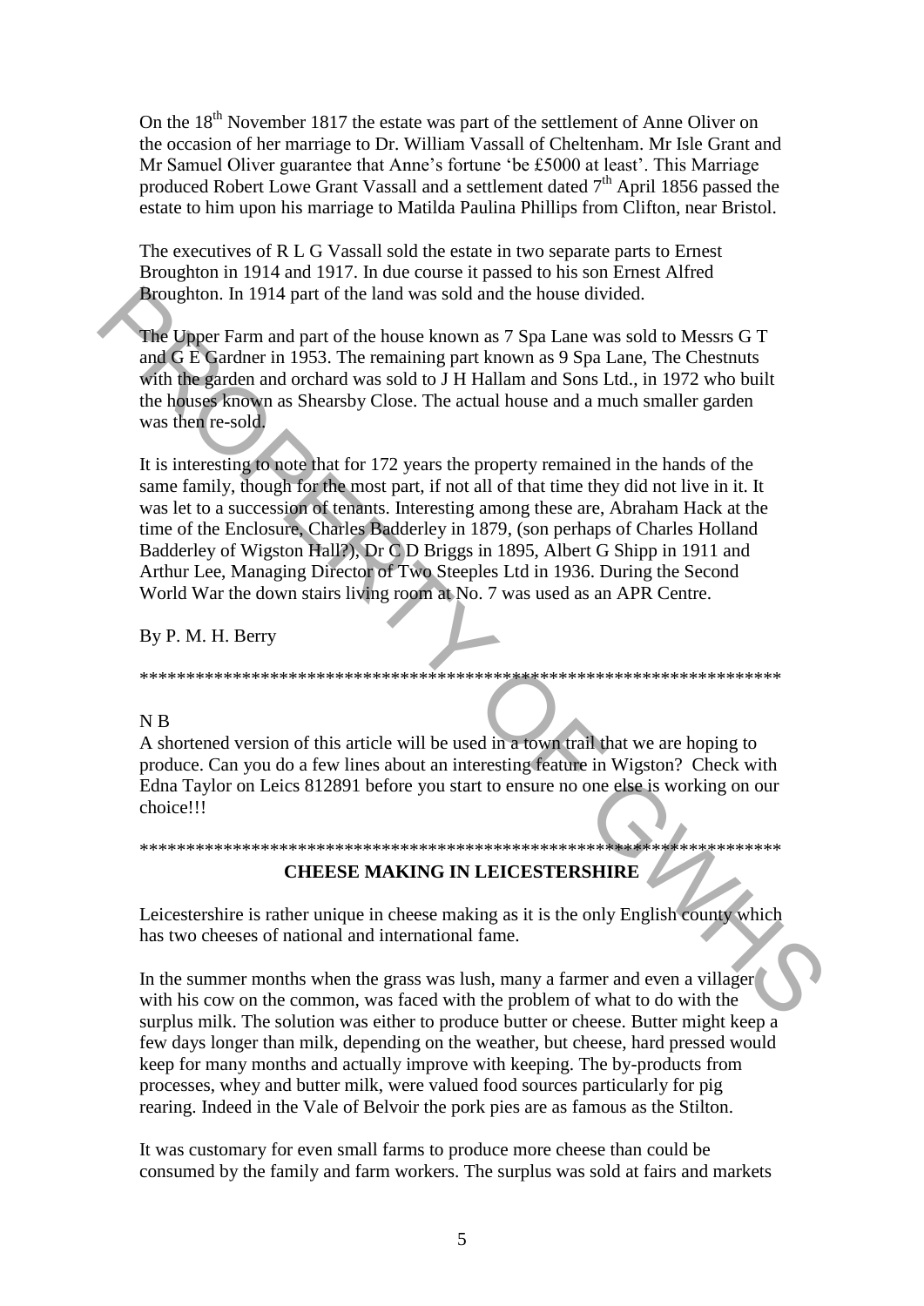On the 18th November 1817 the estate was part of the settlement of Anne Oliver on the occasion of her marriage to Dr. William Vassall of Cheltenham. Mr Isle Grant and Mr Samuel Oliver guarantee that Anne's fortune 'be £5000 at least'. This Marriage produced Robert Lowe Grant Vassall and a settlement dated 7th April 1856 passed the estate to him upon his marriage to Matilda Paulina Phillips from Clifton, near Bristol.

The executives of R L G Vassall sold the estate in two separate parts to Ernest Broughton in 1914 and 1917. In due course it passed to his son Ernest Alfred Broughton. In 1914 part of the land was sold and the house divided.

The Upper Farm and part of the house known as 7 Spa Lane was sold to Messrs G T and G E Gardner in 1953. The remaining part known as 9 Spa Lane, The Chestnuts with the garden and orchard was sold to J H Hallam and Sons Ltd., in 1972 who built the houses known as Shearsby Close. The actual house and a much smaller garden was then re-sold.

It is interesting to note that for 172 years the property remained in the hands of the same family, though for the most part, if not all of that time they did not live in it. It was let to a succession of tenants. Interesting among these are, Abraham Hack at the time of the Enclosure, Charles Badderley in 1879, (son perhaps of Charles Holland Badderley of Wigston Hall?), Dr C D Briggs in 1895, Albert G Shipp in 1911 and Arthur Lee, Managing Director of Two Steeples Ltd in 1936. During the Second World War the down stairs living room at No. 7 was used as an APR Centre.

By P. M. H. Berry

\*\*\*\*\*\*\*\*\*\*\*\*\*\*\*\*\*\*\*\*\*\*\*\*\*\*\*\*\*\*\*\*\*\*\*\*\*\*\*\*\*\*\*\*\*\*\*\*\*\*\*\*\*\*\*\*\*\*\*\*\*\*\*\*\*\*\*\*\*\*\*\*

N B

A shortened version of this article will be used in a town trail that we are hoping to produce. Can you do a few lines about an interesting feature in Wigston? Check with Edna Taylor on Leics 812891 before you start to ensure no one else is working on our choice!!!

\*\*\*\*\*\*\*\*\*\*\*\*\*\*\*\*\*\*\*\*\*\*\*\*\*\*\*\*\*\*\*\*\*\*\*\*\*\*\*\*\*\*\*\*\*\*\*\*\*\*\*\*\*\*\*\*\*\*\*\*\*\*\*\*\*\*\*\*\*\*\*\*

## CHEESE MAKING IN LEICESTERSHIRE

Leicestershire is rather unique in cheese making as it is the only English county which has two cheeses of national and international fame.

In the summer months when the grass was lush, many a farmer and even a villager with his cow on the common, was faced with the problem of what to do with the surplus milk. The solution was either to produce butter or cheese. Butter might keep a few days longer than milk, depending on the weather, but cheese, hard pressed would keep for many months and actually improve with keeping. The by-products from processes, whey and butter milk, were valued food sources particularly for pig rearing. Indeed in the Vale of Belvoir the pork pies are as famous as the Stilton.

It was customary for even small farms to produce more cheese than could be consumed by the family and farm workers. The surplus was sold at fairs and markets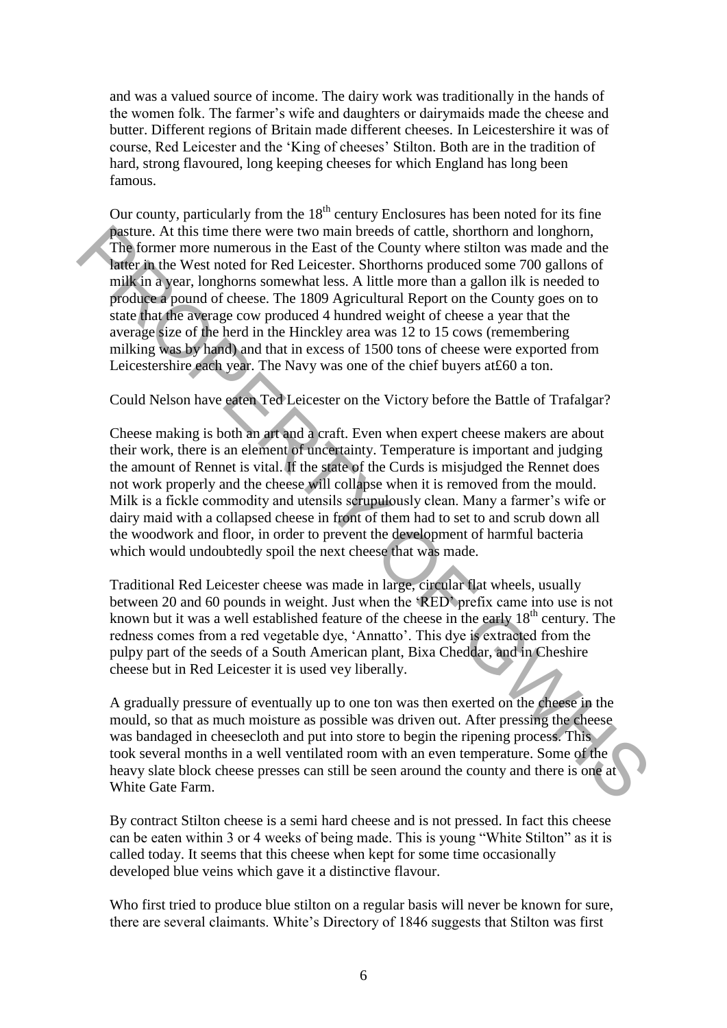and was a valued source of income. The dairy work was traditionally in the hands of the women folk. The farmer's wife and daughters or dairymaids made the cheese and butter. Different regions of Britain made different cheeses. In Leicestershire it was of course, Red Leicester and the 'King of cheeses' Stilton. Both are in the tradition of hard, strong flavoured, long keeping cheeses for which England has long been famous.

Our county, particularly from the 18th century Enclosures has been noted for its fine pasture. At this time there were two main breeds of cattle, shorthorn and longhorn, The former more numerous in the East of the County where stilton was made and the latter in the West noted for Red Leicester. Shorthorns produced some 700 gallons of milk in a year, longhorns somewhat less. A little more than a gallon ilk is needed to produce a pound of cheese. The 1809 Agricultural Report on the County goes on to state that the average cow produced 4 hundred weight of cheese a year that the average size of the herd in the Hinckley area was 12 to 15 cows (remembering milking was by hand) and that in excess of 1500 tons of cheese were exported from Leicestershire each year. The Navy was one of the chief buyers at£60 a ton.

Could Nelson have eaten Ted Leicester on the Victory before the Battle of Trafalgar?

Cheese making is both an art and a craft. Even when expert cheese makers are about their work, there is an element of uncertainty. Temperature is important and judging the amount of Rennet is vital. If the state of the Curds is misjudged the Rennet does not work properly and the cheese will collapse when it is removed from the mould. Milk is a fickle commodity and utensils scrupulously clean. Many a farmer's wife or dairy maid with a collapsed cheese in front of them had to set to and scrub down all the woodwork and floor, in order to prevent the development of harmful bacteria which would undoubtedly spoil the next cheese that was made.

Traditional Red Leicester cheese was made in large, circular flat wheels, usually between 20 and 60 pounds in weight. Just when the 'RED' prefix came into use is not known but it was a well established feature of the cheese in the early 18th century. The redness comes from a red vegetable dye, 'Annatto'. This dye is extracted from the pulpy part of the seeds of a South American plant, Bixa Cheddar, and in Cheshire cheese but in Red Leicester it is used vey liberally.

A gradually pressure of eventually up to one ton was then exerted on the cheese in the mould, so that as much moisture as possible was driven out. After pressing the cheese was bandaged in cheesecloth and put into store to begin the ripening process. This took several months in a well ventilated room with an even temperature. Some of the heavy slate block cheese presses can still be seen around the county and there is one at White Gate Farm.

By contract Stilton cheese is a semi hard cheese and is not pressed. In fact this cheese can be eaten within 3 or 4 weeks of being made. This is young "White Stilton" as it is called today. It seems that this cheese when kept for some time occasionally developed blue veins which gave it a distinctive flavour.

Who first tried to produce blue stilton on a regular basis will never be known for sure, there are several claimants. White's Directory of 1846 suggests that Stilton was first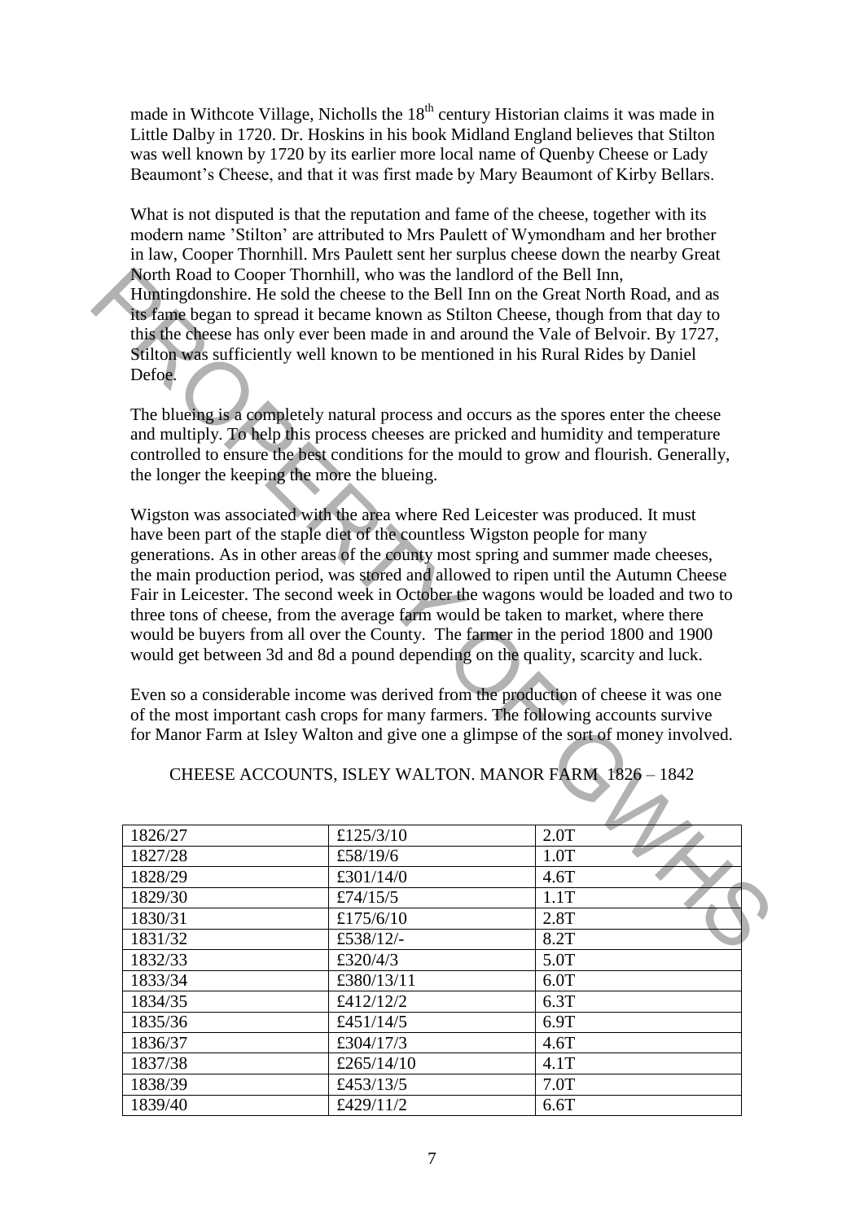made in Withcote Village, Nicholls the 18th century Historian claims it was made in Little Dalby in 1720. Dr. Hoskins in his book Midland England believes that Stilton was well known by 1720 by its earlier more local name of Quenby Cheese or Lady Beaumont's Cheese, and that it was first made by Mary Beaumont of Kirby Bellars.

What is not disputed is that the reputation and fame of the cheese, together with its modern name 'Stilton' are attributed to Mrs Paulett of Wymondham and her brother in law, Cooper Thornhill. Mrs Paulett sent her surplus cheese down the nearby Great North Road to Cooper Thornhill, who was the landlord of the Bell Inn, Huntingdonshire. He sold the cheese to the Bell Inn on the Great North Road, and as its fame began to spread it became known as Stilton Cheese, though from that day to this the cheese has only ever been made in and around the Vale of Belvoir. By 1727, Stilton was sufficiently well known to be mentioned in his Rural Rides by Daniel Defoe.

The blueing is a completely natural process and occurs as the spores enter the cheese and multiply. To help this process cheeses are pricked and humidity and temperature controlled to ensure the best conditions for the mould to grow and flourish. Generally, the longer the keeping the more the blueing.

Wigston was associated with the area where Red Leicester was produced. It must have been part of the staple diet of the countless Wigston people for many generations. As in other areas of the county most spring and summer made cheeses, the main production period, was stored and allowed to ripen until the Autumn Cheese Fair in Leicester. The second week in October the wagons would be loaded and two to three tons of cheese, from the average farm would be taken to market, where there would be buyers from all over the County. The farmer in the period 1800 and 1900 would get between 3d and 8d a pound depending on the quality, scarcity and luck.

Even so a considerable income was derived from the production of cheese it was one of the most important cash crops for many farmers. The following accounts survive for Manor Farm at Isley Walton and give one a glimpse of the sort of money involved.

CHEESE ACCOUNTS, ISLEY WALTON. MANOR FARM 1826 – 1842

| | | |
|---|---|---|
| 1826/27 | £125/3/10 | 2.0T |
| 1827/28 | £58/19/6 | 1.0T |
| 1828/29 | £301/14/0 | 4.6T |
| 1829/30 | £74/15/5 | 1.1T |
| 1830/31 | £175/6/10 | 2.8T |
| 1831/32 | £538/12/- | 8.2T |
| 1832/33 | £320/4/3 | 5.0T |
| 1833/34 | £380/13/11 | 6.0T |
| 1834/35 | £412/12/2 | 6.3T |
| 1835/36 | £451/14/5 | 6.9T |
| 1836/37 | £304/17/3 | 4.6T |
| 1837/38 | £265/14/10 | 4.1T |
| 1838/39 | £453/13/5 | 7.0T |
| 1839/40 | £429/11/2 | 6.6T |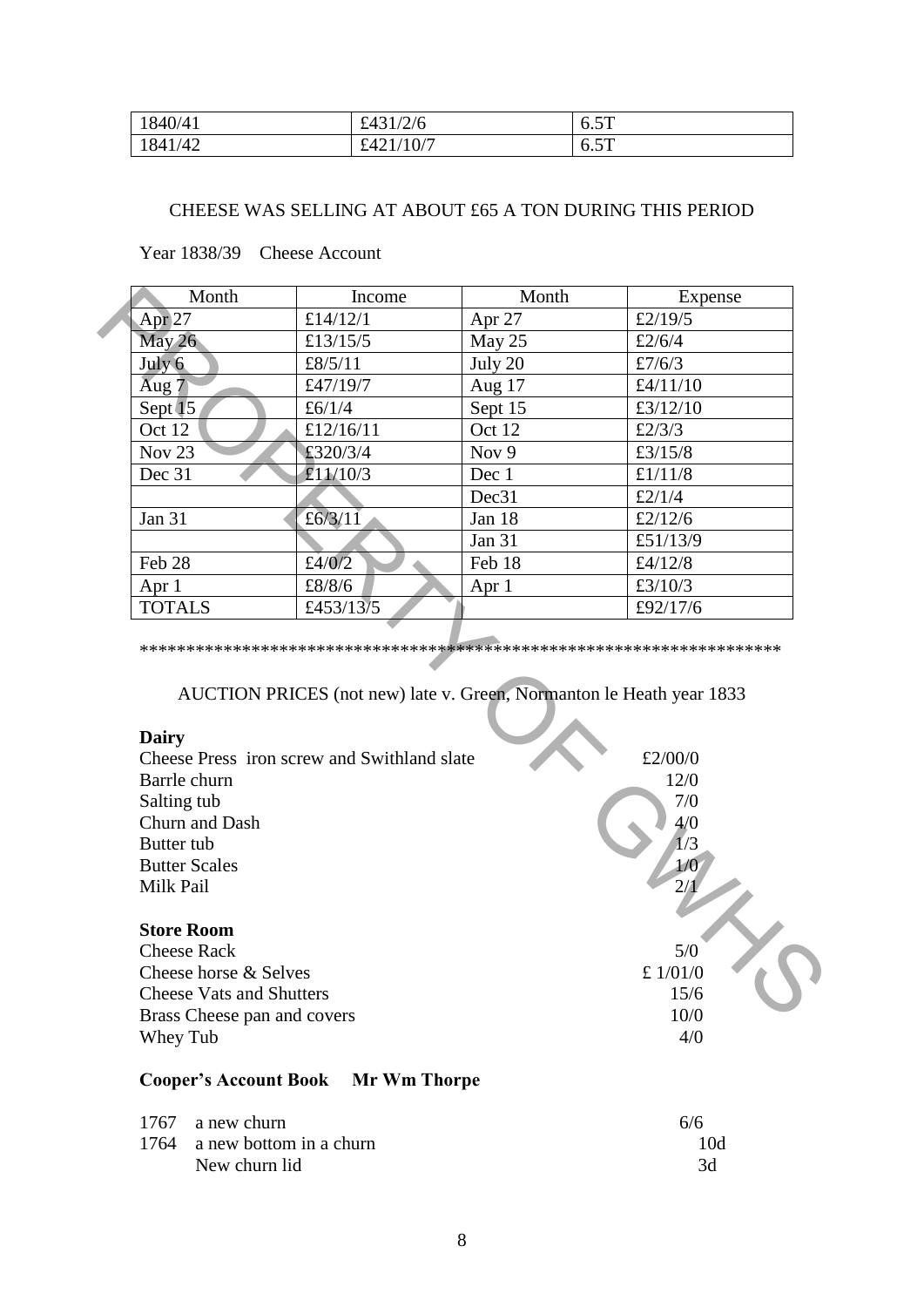| 1840/41 | £431/2/6 | 6.5T |
|---|---|---|
| 1841/42 | £421/10/7 | 6.5T |

CHEESE WAS SELLING AT ABOUT £65 A TON DURING THIS PERIOD

Year 1838/39 Cheese Account

| Month | Income | Month | Expense |
|---|---|---|---|
| Apr 27 | £14/12/1 | Apr 27 | £2/19/5 |
| May 26 | £13/15/5 | May 25 | £2/6/4 |
| July 6 | £8/5/11 | July 20 | £7/6/3 |
| Aug 7 | £47/19/7 | Aug 17 | £4/11/10 |
| Sept 15 | £6/1/4 | Sept 15 | £3/12/10 |
| Oct 12 | £12/16/11 | Oct 12 | £2/3/3 |
| Nov 23 | £320/3/4 | Nov 9 | £3/15/8 |
| Dec 31 | £11/10/3 | Dec 1 | £1/11/8 |
| | | Dec31 | £2/1/4 |
| Jan 31 | £6/3/11 | Jan 18 | £2/12/6 |
| | | Jan 31 | £51/13/9 |
| Feb 28 | £4/0/2 | Feb 18 | £4/12/8 |
| Apr 1 | £8/8/6 | Apr 1 | £3/10/3 |
| TOTALS | £453/13/5 | | £92/17/6 |

*************************************************************************

AUCTION PRICES (not new) late v. Green, Normanton le Heath year 1833

**Dairy**

| | |
|---|---|
| Cheese Press iron screw and Swithland slate | £2/00/0 |
| Barrle churn | 12/0 |
| Salting tub | 7/0 |
| Churn and Dash | 4/0 |
| Butter tub | 1/3 |
| Butter Scales | 1/0 |
| Milk Pail | 2/1 |

**Store Room**

| | |
|---|---|
| Cheese Rack | 5/0 |
| Cheese horse & Selves | £ 1/01/0 |
| Cheese Vats and Shutters | 15/6 |
| Brass Cheese pan and covers | 10/0 |
| Whey Tub | 4/0 |

**Cooper's Account Book Mr Wm Thorpe**

| | | |
|---|---|---|
| 1767 | a new churn | 6/6 |
| 1764 | a new bottom in a churn | 10d |
| | New churn lid | 3d |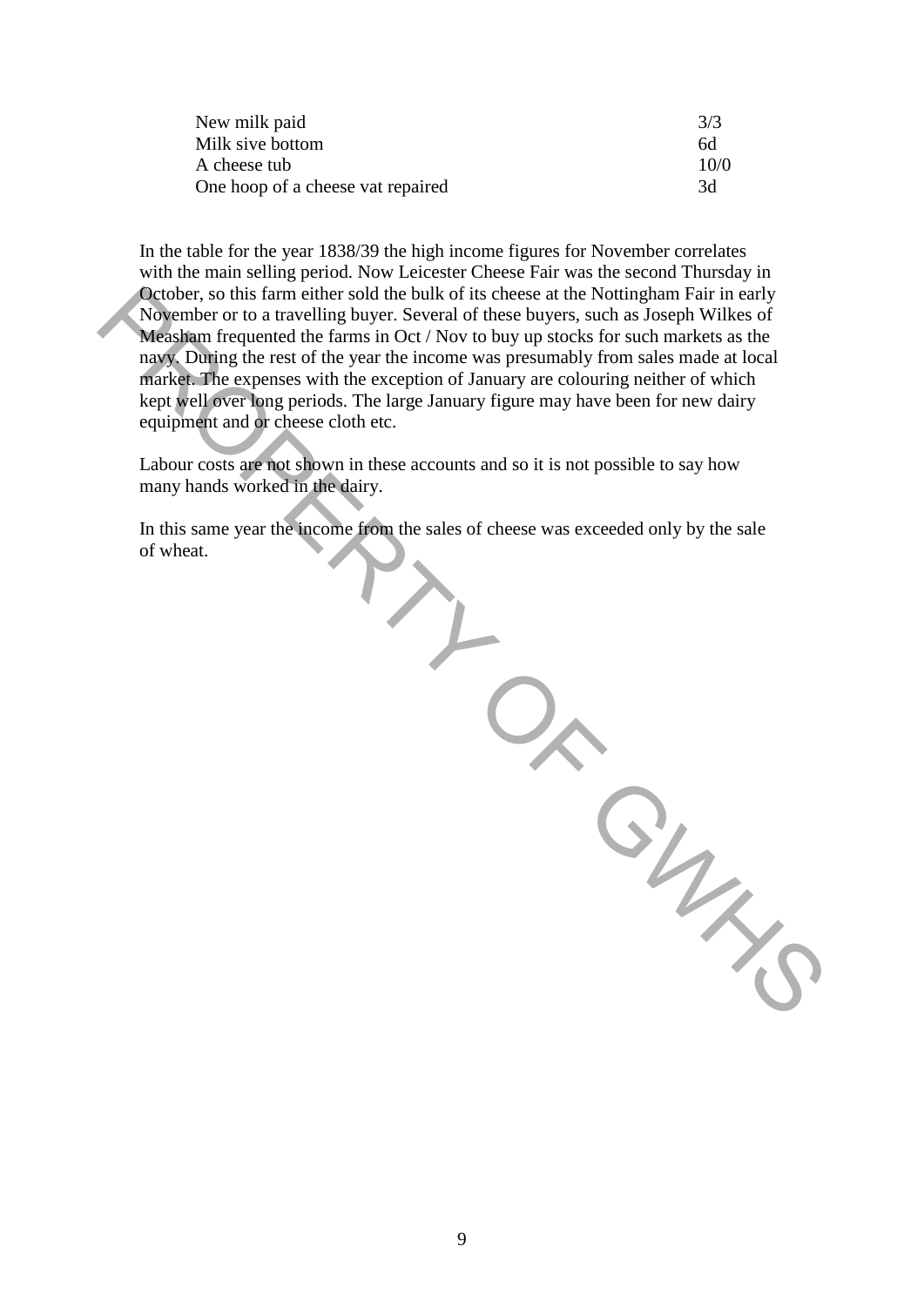| | |
|---|---|
| New milk paid | 3/3 |
| Milk sive bottom | 6d |
| A cheese tub | 10/0 |
| One hoop of a cheese vat repaired | 3d |

In the table for the year 1838/39 the high income figures for November correlates with the main selling period. Now Leicester Cheese Fair was the second Thursday in October, so this farm either sold the bulk of its cheese at the Nottingham Fair in early November or to a travelling buyer. Several of these buyers, such as Joseph Wilkes of Measham frequented the farms in Oct / Nov to buy up stocks for such markets as the navy. During the rest of the year the income was presumably from sales made at local market. The expenses with the exception of January are colouring neither of which kept well over long periods. The large January figure may have been for new dairy equipment and or cheese cloth etc.

Labour costs are not shown in these accounts and so it is not possible to say how many hands worked in the dairy.

In this same year the income from the sales of cheese was exceeded only by the sale of wheat.